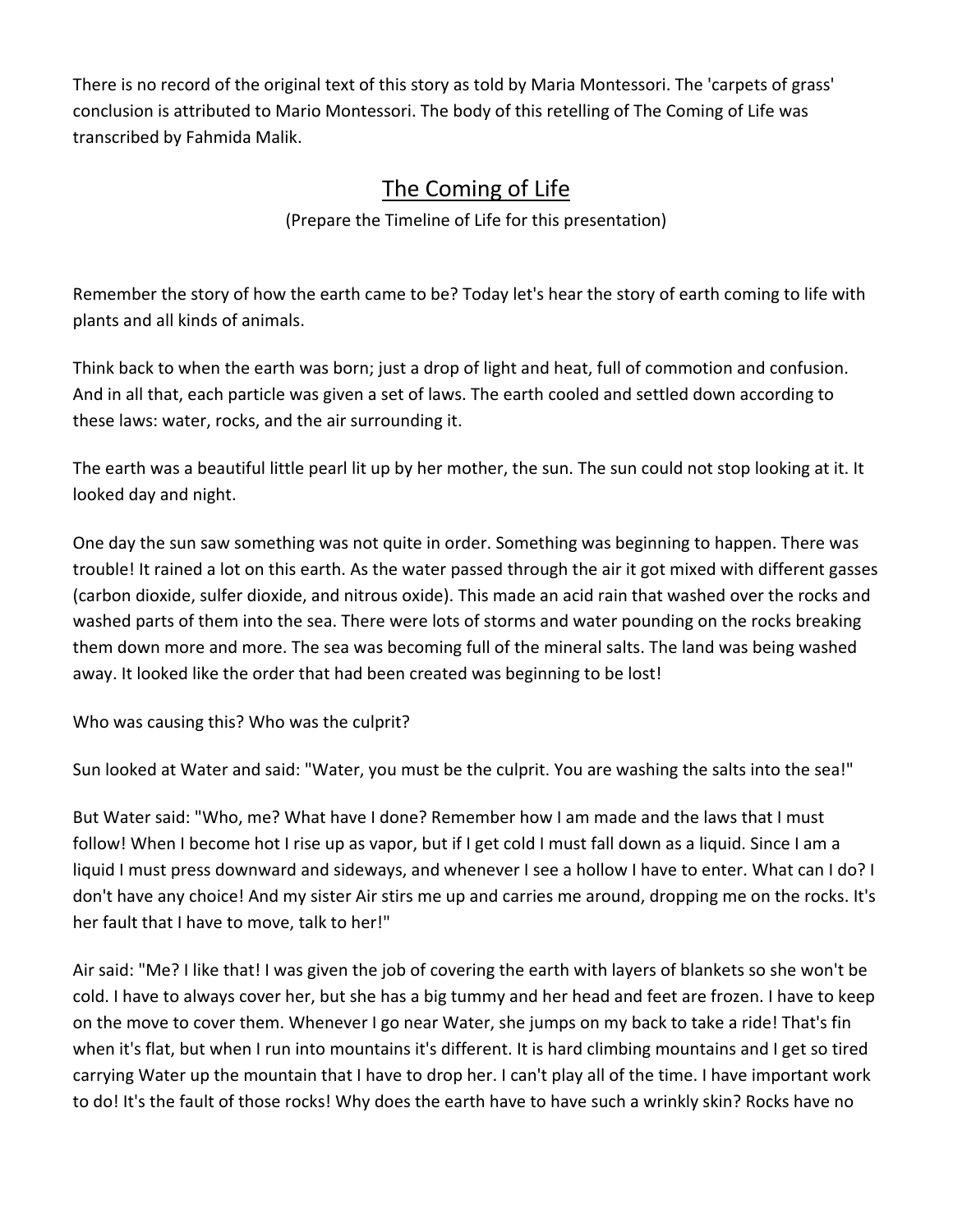There is no record of the original text of this story as told by Maria Montessori. The 'carpets of grass' conclusion is attributed to Mario Montessori. The body of this retelling of The Coming of Life was transcribed by Fahmida Malik.

# The Coming of Life

(Prepare the Timeline of Life for this presentation)

Remember the story of how the earth came to be? Today let's hear the story of earth coming to life with plants and all kinds of animals.

Think back to when the earth was born; just a drop of light and heat, full of commotion and confusion. And in all that, each particle was given a set of laws. The earth cooled and settled down according to these laws: water, rocks, and the air surrounding it.

The earth was a beautiful little pearl lit up by her mother, the sun. The sun could not stop looking at it. It looked day and night.

One day the sun saw something was not quite in order. Something was beginning to happen. There was trouble! It rained a lot on this earth. As the water passed through the air it got mixed with different gasses (carbon dioxide, sulfer dioxide, and nitrous oxide). This made an acid rain that washed over the rocks and washed parts of them into the sea. There were lots of storms and water pounding on the rocks breaking them down more and more. The sea was becoming full of the mineral salts. The land was being washed away. It looked like the order that had been created was beginning to be lost!

Who was causing this? Who was the culprit?

Sun looked at Water and said: "Water, you must be the culprit. You are washing the salts into the sea!"

But Water said: "Who, me? What have I done? Remember how I am made and the laws that I must follow! When I become hot I rise up as vapor, but if I get cold I must fall down as a liquid. Since I am a liquid I must press downward and sideways, and whenever I see a hollow I have to enter. What can I do? I don't have any choice! And my sister Air stirs me up and carries me around, dropping me on the rocks. It's her fault that I have to move, talk to her!"

Air said: "Me? I like that! I was given the job of covering the earth with layers of blankets so she won't be cold. I have to always cover her, but she has a big tummy and her head and feet are frozen. I have to keep on the move to cover them. Whenever I go near Water, she jumps on my back to take a ride! That's fin when it's flat, but when I run into mountains it's different. It is hard climbing mountains and I get so tired carrying Water up the mountain that I have to drop her. I can't play all of the time. I have important work to do! It's the fault of those rocks! Why does the earth have to have such a wrinkly skin? Rocks have no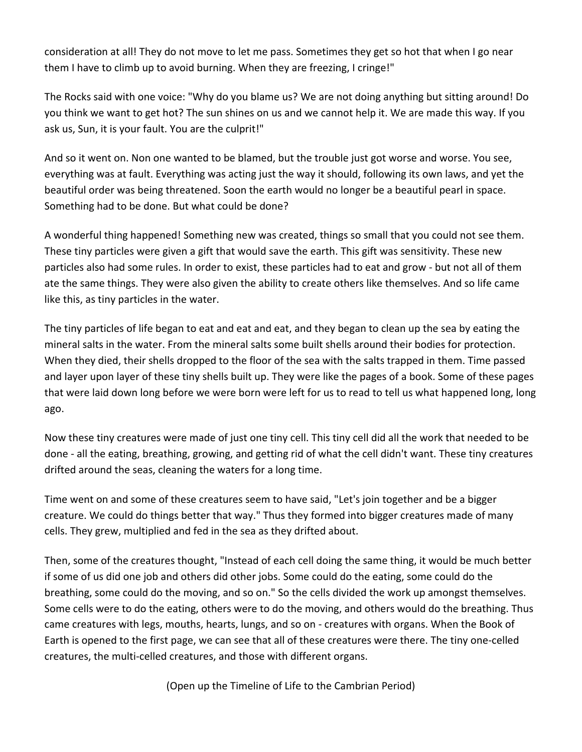consideration at all! They do not move to let me pass. Sometimes they get so hot that when I go near them I have to climb up to avoid burning. When they are freezing, I cringe!"

The Rocks said with one voice: "Why do you blame us? We are not doing anything but sitting around! Do you think we want to get hot? The sun shines on us and we cannot help it. We are made this way. If you ask us, Sun, it is your fault. You are the culprit!"

And so it went on. Non one wanted to be blamed, but the trouble just got worse and worse. You see, everything was at fault. Everything was acting just the way it should, following its own laws, and yet the beautiful order was being threatened. Soon the earth would no longer be a beautiful pearl in space. Something had to be done. But what could be done?

A wonderful thing happened! Something new was created, things so small that you could not see them. These tiny particles were given a gift that would save the earth. This gift was sensitivity. These new particles also had some rules. In order to exist, these particles had to eat and grow - but not all of them ate the same things. They were also given the ability to create others like themselves. And so life came like this, as tiny particles in the water.

The tiny particles of life began to eat and eat and eat, and they began to clean up the sea by eating the mineral salts in the water. From the mineral salts some built shells around their bodies for protection. When they died, their shells dropped to the floor of the sea with the salts trapped in them. Time passed and layer upon layer of these tiny shells built up. They were like the pages of a book. Some of these pages that were laid down long before we were born were left for us to read to tell us what happened long, long ago.

Now these tiny creatures were made of just one tiny cell. This tiny cell did all the work that needed to be done - all the eating, breathing, growing, and getting rid of what the cell didn't want. These tiny creatures drifted around the seas, cleaning the waters for a long time.

Time went on and some of these creatures seem to have said, "Let's join together and be a bigger creature. We could do things better that way." Thus they formed into bigger creatures made of many cells. They grew, multiplied and fed in the sea as they drifted about.

Then, some of the creatures thought, "Instead of each cell doing the same thing, it would be much better if some of us did one job and others did other jobs. Some could do the eating, some could do the breathing, some could do the moving, and so on." So the cells divided the work up amongst themselves. Some cells were to do the eating, others were to do the moving, and others would do the breathing. Thus came creatures with legs, mouths, hearts, lungs, and so on - creatures with organs. When the Book of Earth is opened to the first page, we can see that all of these creatures were there. The tiny one-celled creatures, the multi-celled creatures, and those with different organs.

(Open up the Timeline of Life to the Cambrian Period)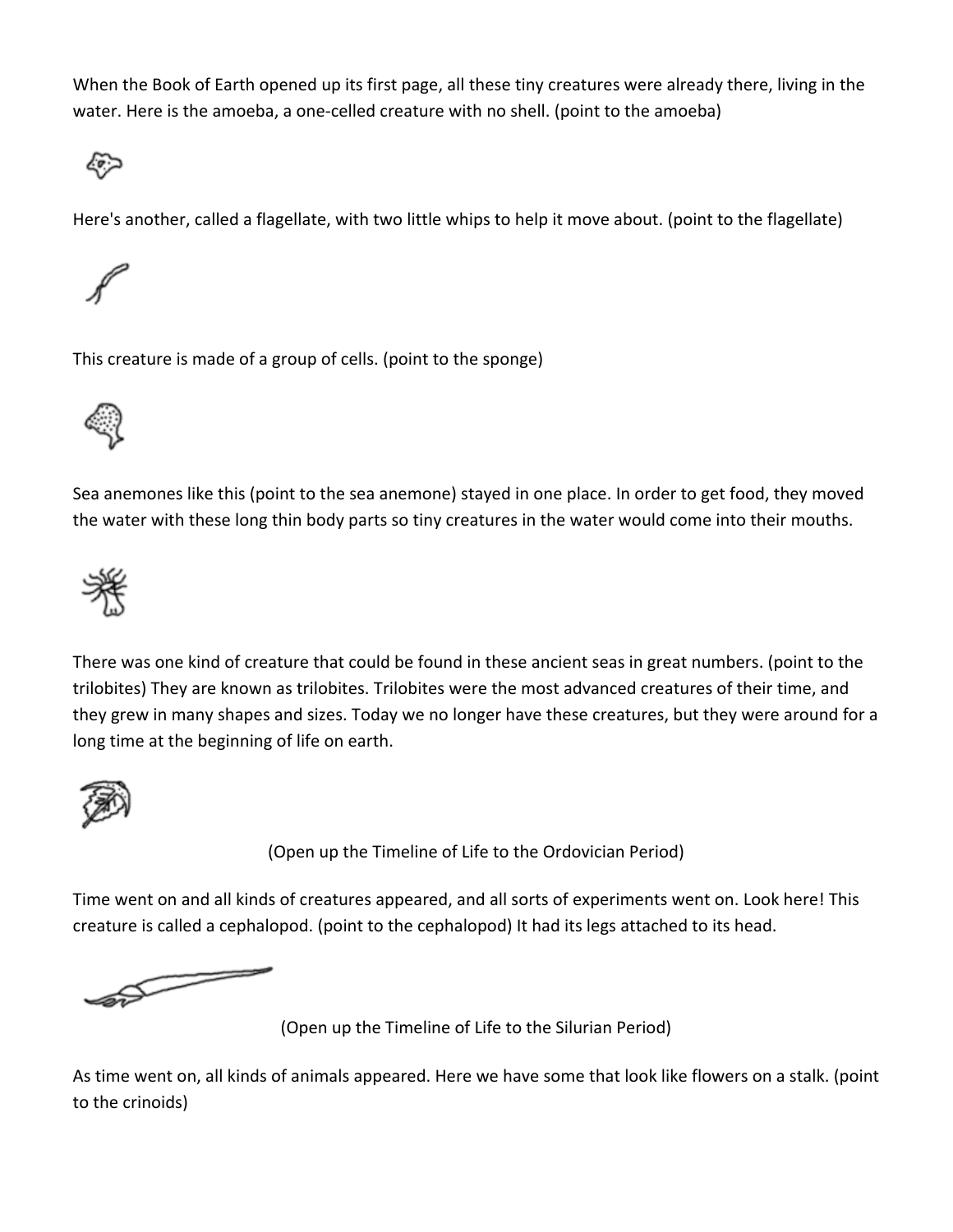When the Book of Earth opened up its first page, all these tiny creatures were already there, living in the water. Here is the amoeba, a one-celled creature with no shell. (point to the amoeba)

Here's another, called a flagellate, with two little whips to help it move about. (point to the flagellate)

This creature is made of a group of cells. (point to the sponge)

Sea anemones like this (point to the sea anemone) stayed in one place. In order to get food, they moved the water with these long thin body parts so tiny creatures in the water would come into their mouths.

There was one kind of creature that could be found in these ancient seas in great numbers. (point to the trilobites) They are known as trilobites. Trilobites were the most advanced creatures of their time, and they grew in many shapes and sizes. Today we no longer have these creatures, but they were around for a long time at the beginning of life on earth.

(Open up the Timeline of Life to the Ordovician Period)

Time went on and all kinds of creatures appeared, and all sorts of experiments went on. Look here! This creature is called a cephalopod. (point to the cephalopod) It had its legs attached to its head.

(Open up the Timeline of Life to the Silurian Period)

As time went on, all kinds of animals appeared. Here we have some that look like flowers on a stalk. (point to the crinoids)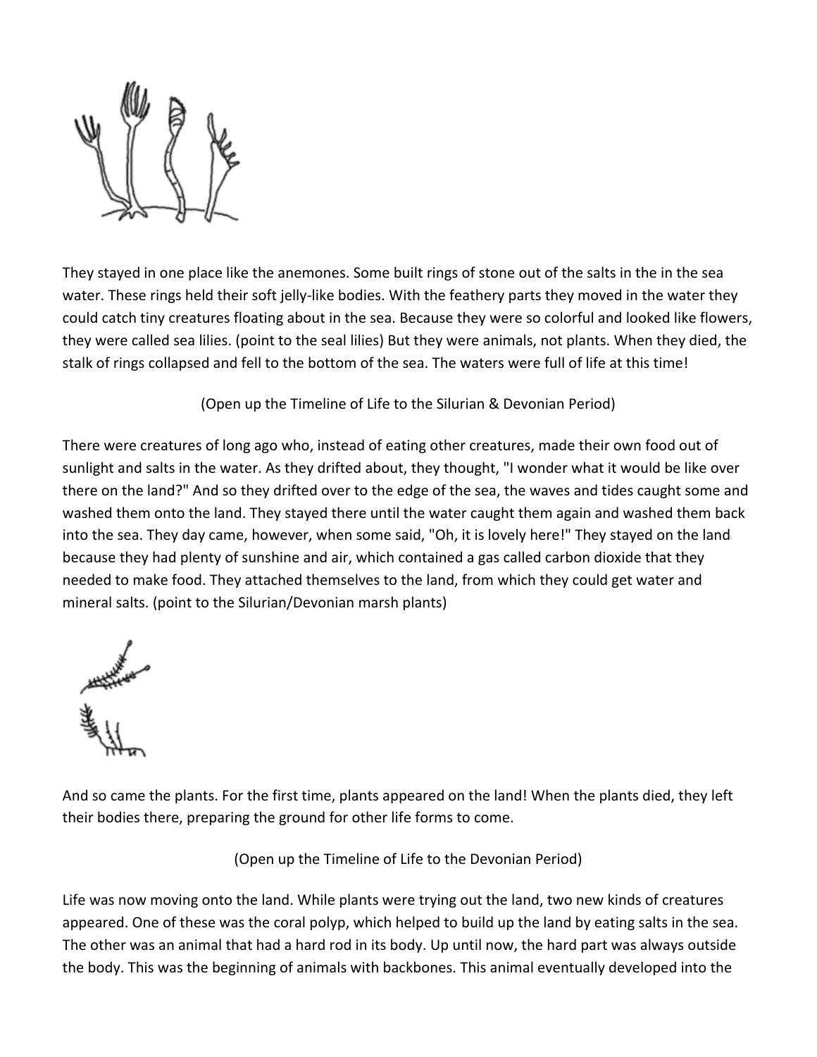They stayed in one place like the anemones. Some built rings of stone out of the salts in the in the sea water. These rings held their soft jelly-like bodies. With the feathery parts they moved in the water they could catch tiny creatures floating about in the sea. Because they were so colorful and looked like flowers, they were called sea lilies. (point to the seal lilies) But they were animals, not plants. When they died, the stalk of rings collapsed and fell to the bottom of the sea. The waters were full of life at this time!

(Open up the Timeline of Life to the Silurian & Devonian Period)

There were creatures of long ago who, instead of eating other creatures, made their own food out of sunlight and salts in the water. As they drifted about, they thought, "I wonder what it would be like over there on the land?" And so they drifted over to the edge of the sea, the waves and tides caught some and washed them onto the land. They stayed there until the water caught them again and washed them back into the sea. They day came, however, when some said, "Oh, it is lovely here!" They stayed on the land because they had plenty of sunshine and air, which contained a gas called carbon dioxide that they needed to make food. They attached themselves to the land, from which they could get water and mineral salts. (point to the Silurian/Devonian marsh plants)

And so came the plants. For the first time, plants appeared on the land! When the plants died, they left their bodies there, preparing the ground for other life forms to come.

(Open up the Timeline of Life to the Devonian Period)

Life was now moving onto the land. While plants were trying out the land, two new kinds of creatures appeared. One of these was the coral polyp, which helped to build up the land by eating salts in the sea. The other was an animal that had a hard rod in its body. Up until now, the hard part was always outside the body. This was the beginning of animals with backbones. This animal eventually developed into the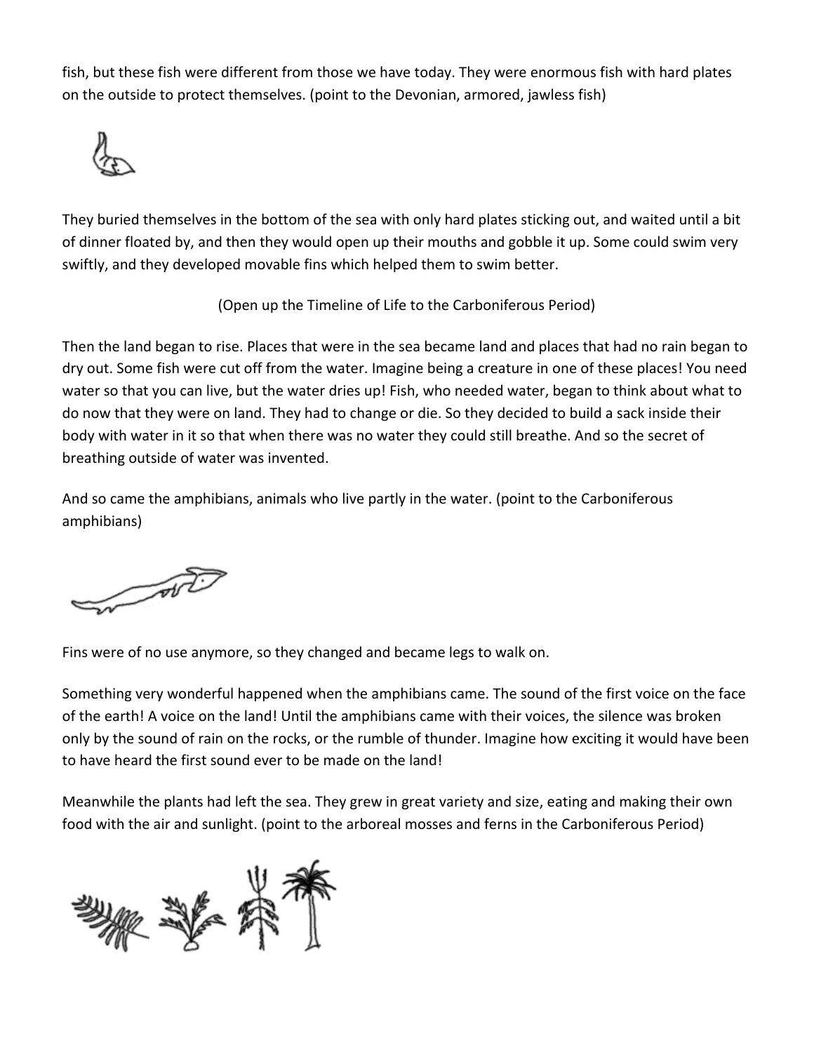fish, but these fish were different from those we have today. They were enormous fish with hard plates on the outside to protect themselves. (point to the Devonian, armored, jawless fish)

They buried themselves in the bottom of the sea with only hard plates sticking out, and waited until a bit of dinner floated by, and then they would open up their mouths and gobble it up. Some could swim very swiftly, and they developed movable fins which helped them to swim better.

(Open up the Timeline of Life to the Carboniferous Period)

Then the land began to rise. Places that were in the sea became land and places that had no rain began to dry out. Some fish were cut off from the water. Imagine being a creature in one of these places! You need water so that you can live, but the water dries up! Fish, who needed water, began to think about what to do now that they were on land. They had to change or die. So they decided to build a sack inside their body with water in it so that when there was no water they could still breathe. And so the secret of breathing outside of water was invented.

And so came the amphibians, animals who live partly in the water. (point to the Carboniferous amphibians)

Fins were of no use anymore, so they changed and became legs to walk on.

Something very wonderful happened when the amphibians came. The sound of the first voice on the face of the earth! A voice on the land! Until the amphibians came with their voices, the silence was broken only by the sound of rain on the rocks, or the rumble of thunder. Imagine how exciting it would have been to have heard the first sound ever to be made on the land!

Meanwhile the plants had left the sea. They grew in great variety and size, eating and making their own food with the air and sunlight. (point to the arboreal mosses and ferns in the Carboniferous Period)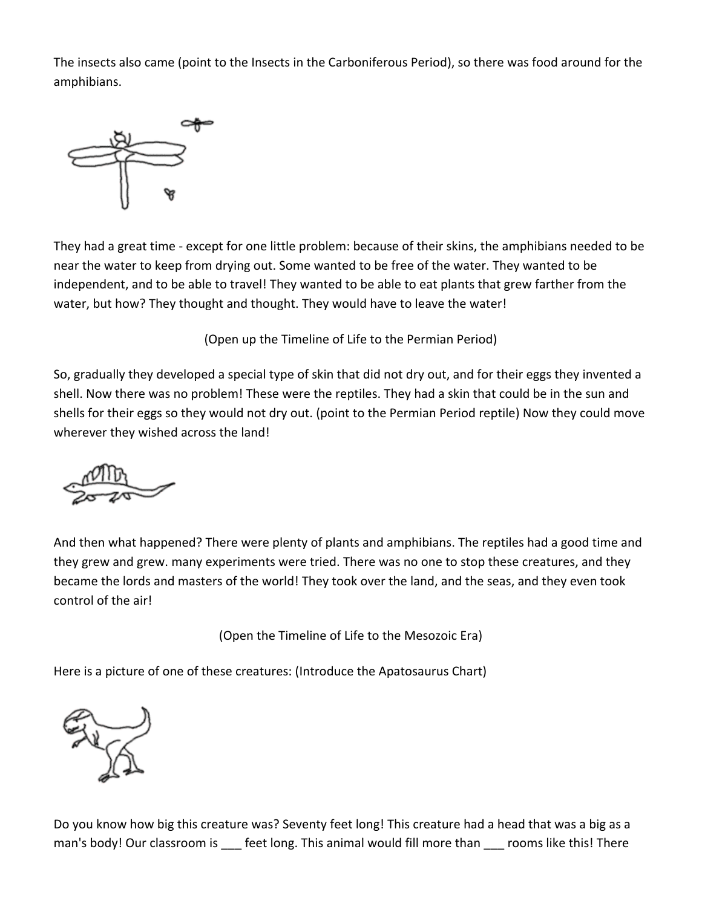The insects also came (point to the Insects in the Carboniferous Period), so there was food around for the amphibians.

They had a great time - except for one little problem: because of their skins, the amphibians needed to be near the water to keep from drying out. Some wanted to be free of the water. They wanted to be independent, and to be able to travel! They wanted to be able to eat plants that grew farther from the water, but how? They thought and thought. They would have to leave the water!

(Open up the Timeline of Life to the Permian Period)

So, gradually they developed a special type of skin that did not dry out, and for their eggs they invented a shell. Now there was no problem! These were the reptiles. They had a skin that could be in the sun and shells for their eggs so they would not dry out. (point to the Permian Period reptile) Now they could move wherever they wished across the land!

And then what happened? There were plenty of plants and amphibians. The reptiles had a good time and they grew and grew. many experiments were tried. There was no one to stop these creatures, and they became the lords and masters of the world! They took over the land, and the seas, and they even took control of the air!

(Open the Timeline of Life to the Mesozoic Era)

Here is a picture of one of these creatures: (Introduce the Apatosaurus Chart)

Do you know how big this creature was? Seventy feet long! This creature had a head that was a big as a man's body! Our classroom is ___ feet long. This animal would fill more than ___ rooms like this! There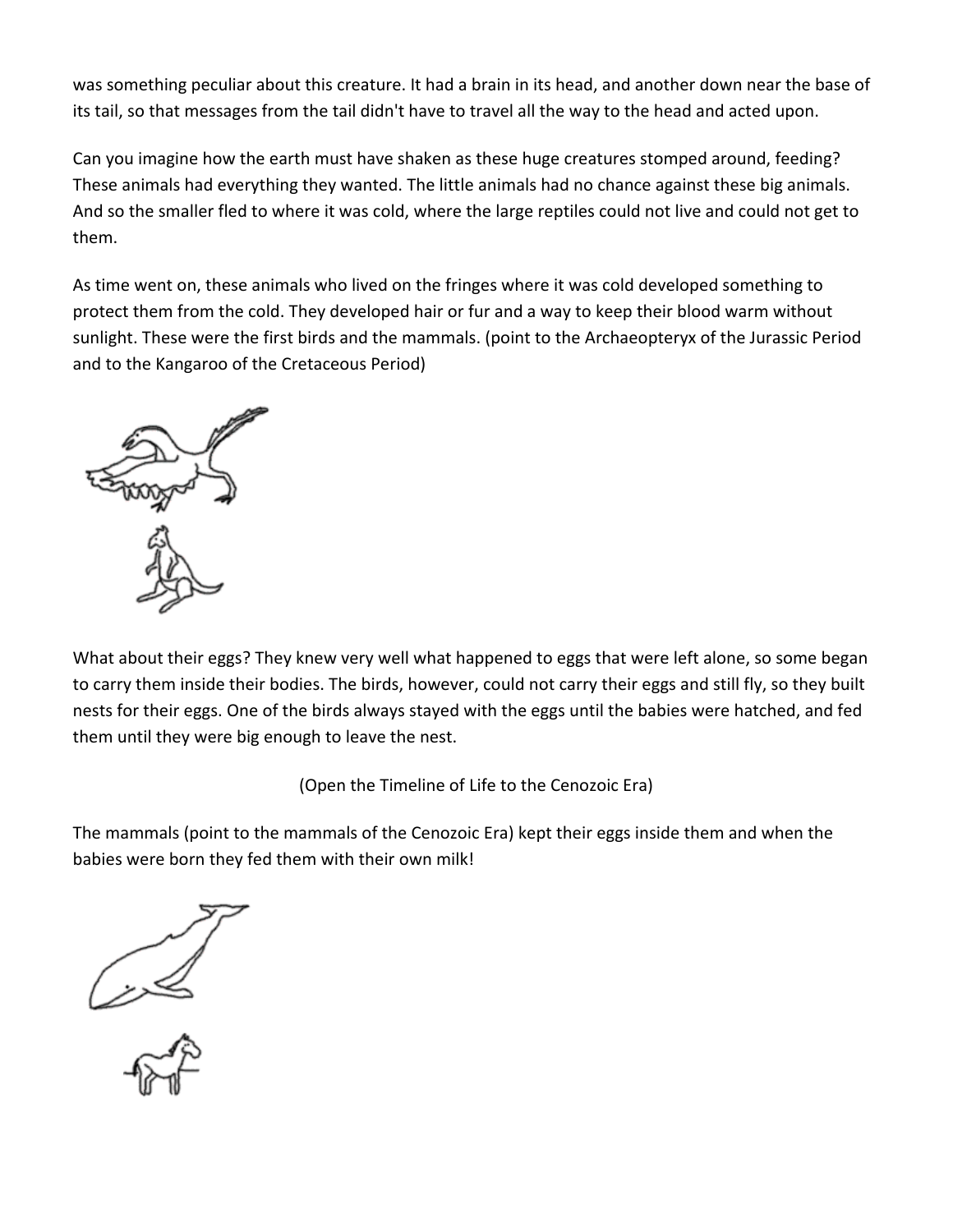was something peculiar about this creature. It had a brain in its head, and another down near the base of its tail, so that messages from the tail didn't have to travel all the way to the head and acted upon.

Can you imagine how the earth must have shaken as these huge creatures stomped around, feeding? These animals had everything they wanted. The little animals had no chance against these big animals. And so the smaller fled to where it was cold, where the large reptiles could not live and could not get to them.

As time went on, these animals who lived on the fringes where it was cold developed something to protect them from the cold. They developed hair or fur and a way to keep their blood warm without sunlight. These were the first birds and the mammals. (point to the Archaeopteryx of the Jurassic Period and to the Kangaroo of the Cretaceous Period)

What about their eggs? They knew very well what happened to eggs that were left alone, so some began to carry them inside their bodies. The birds, however, could not carry their eggs and still fly, so they built nests for their eggs. One of the birds always stayed with the eggs until the babies were hatched, and fed them until they were big enough to leave the nest.

(Open the Timeline of Life to the Cenozoic Era)

The mammals (point to the mammals of the Cenozoic Era) kept their eggs inside them and when the babies were born they fed them with their own milk!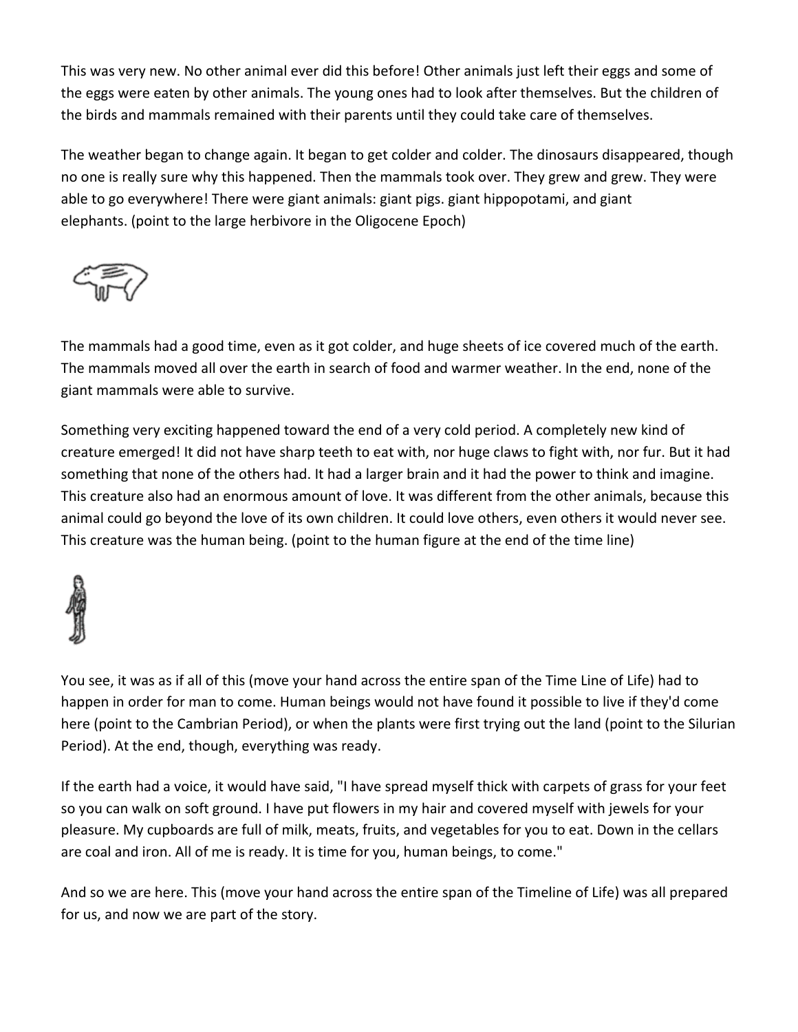This was very new. No other animal ever did this before! Other animals just left their eggs and some of the eggs were eaten by other animals. The young ones had to look after themselves. But the children of the birds and mammals remained with their parents until they could take care of themselves.

The weather began to change again. It began to get colder and colder. The dinosaurs disappeared, though no one is really sure why this happened. Then the mammals took over. They grew and grew. They were able to go everywhere! There were giant animals: giant pigs. giant hippopotami, and giant elephants. (point to the large herbivore in the Oligocene Epoch)

The mammals had a good time, even as it got colder, and huge sheets of ice covered much of the earth. The mammals moved all over the earth in search of food and warmer weather. In the end, none of the giant mammals were able to survive.

Something very exciting happened toward the end of a very cold period. A completely new kind of creature emerged! It did not have sharp teeth to eat with, nor huge claws to fight with, nor fur. But it had something that none of the others had. It had a larger brain and it had the power to think and imagine. This creature also had an enormous amount of love. It was different from the other animals, because this animal could go beyond the love of its own children. It could love others, even others it would never see. This creature was the human being. (point to the human figure at the end of the time line)

You see, it was as if all of this (move your hand across the entire span of the Time Line of Life) had to happen in order for man to come. Human beings would not have found it possible to live if they'd come here (point to the Cambrian Period), or when the plants were first trying out the land (point to the Silurian Period). At the end, though, everything was ready.

If the earth had a voice, it would have said, "I have spread myself thick with carpets of grass for your feet so you can walk on soft ground. I have put flowers in my hair and covered myself with jewels for your pleasure. My cupboards are full of milk, meats, fruits, and vegetables for you to eat. Down in the cellars are coal and iron. All of me is ready. It is time for you, human beings, to come."

And so we are here. This (move your hand across the entire span of the Timeline of Life) was all prepared for us, and now we are part of the story.